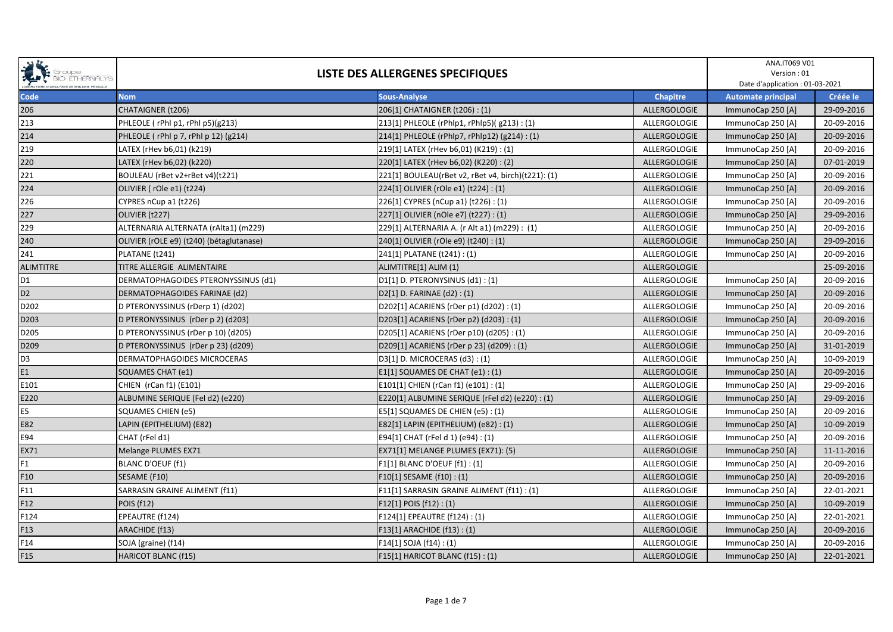# LISTE DES ALLERGENES SPECIFIQUES

ANA.IT069 V01
Version : 01
Date d'application : 01-03-2021

| Code | Nom | Sous-Analyse | Chapitre | Automate principal | Créée le |
|---|---|---|---|---|---|
| 206 | CHATAIGNER (t206) | 206[1] CHATAIGNER (t206) : (1) | ALLERGOLOGIE | ImmunoCap 250 [A] | 29-09-2016 |
| 213 | PHLEOLE ( rPhl p1, rPhl p5)(g213) | 213[1] PHLEOLE (rPhlp1, rPhlp5)( g213) : (1) | ALLERGOLOGIE | ImmunoCap 250 [A] | 20-09-2016 |
| 214 | PHLEOLE ( rPhl p 7, rPhl p 12) (g214) | 214[1] PHLEOLE (rPhlp7, rPhlp12) (g214) : (1) | ALLERGOLOGIE | ImmunoCap 250 [A] | 20-09-2016 |
| 219 | LATEX (rHev b6,01) (k219) | 219[1] LATEX (rHev b6,01) (K219) : (1) | ALLERGOLOGIE | ImmunoCap 250 [A] | 20-09-2016 |
| 220 | LATEX (rHev b6,02) (k220) | 220[1] LATEX (rHev b6,02) (K220) : (2) | ALLERGOLOGIE | ImmunoCap 250 [A] | 07-01-2019 |
| 221 | BOULEAU (rBet v2+rBet v4)(t221) | 221[1] BOULEAU(rBet v2, rBet v4, birch)(t221): (1) | ALLERGOLOGIE | ImmunoCap 250 [A] | 20-09-2016 |
| 224 | OLIVIER ( rOle e1) (t224) | 224[1] OLIVIER (rOle e1) (t224) : (1) | ALLERGOLOGIE | ImmunoCap 250 [A] | 20-09-2016 |
| 226 | CYPRES nCup a1 (t226) | 226[1] CYPRES (nCup a1) (t226) : (1) | ALLERGOLOGIE | ImmunoCap 250 [A] | 20-09-2016 |
| 227 | OLIVIER (t227) | 227[1] OLIVIER (nOle e7) (t227) : (1) | ALLERGOLOGIE | ImmunoCap 250 [A] | 29-09-2016 |
| 229 | ALTERNARIA ALTERNATA (rAlta1) (m229) | 229[1] ALTERNARIA A. (r Alt a1) (m229) : (1) | ALLERGOLOGIE | ImmunoCap 250 [A] | 20-09-2016 |
| 240 | OLIVIER (rOLE e9) (t240) (bétaglutanase) | 240[1] OLIVIER (rOle e9) (t240) : (1) | ALLERGOLOGIE | ImmunoCap 250 [A] | 29-09-2016 |
| 241 | PLATANE (t241) | 241[1] PLATANE (t241) : (1) | ALLERGOLOGIE | ImmunoCap 250 [A] | 20-09-2016 |
| ALIMTITRE | TITRE ALLERGIE ALIMENTAIRE | ALIMTITRE[1] ALIM (1) | ALLERGOLOGIE | | 25-09-2016 |
| D1 | DERMATOPHAGOIDES PTERONYSSINUS (d1) | D1[1] D. PTERONYSINUS (d1) : (1) | ALLERGOLOGIE | ImmunoCap 250 [A] | 20-09-2016 |
| D2 | DERMATOPHAGOIDES FARINAE (d2) | D2[1] D. FARINAE (d2) : (1) | ALLERGOLOGIE | ImmunoCap 250 [A] | 20-09-2016 |
| D202 | D PTERONYSSINUS (rDerp 1) (d202) | D202[1] ACARIENS (rDer p1) (d202) : (1) | ALLERGOLOGIE | ImmunoCap 250 [A] | 20-09-2016 |
| D203 | D PTERONYSSINUS (rDer p 2) (d203) | D203[1] ACARIENS (rDer p2) (d203) : (1) | ALLERGOLOGIE | ImmunoCap 250 [A] | 20-09-2016 |
| D205 | D PTERONYSSINUS (rDer p 10) (d205) | D205[1] ACARIENS (rDer p10) (d205) : (1) | ALLERGOLOGIE | ImmunoCap 250 [A] | 20-09-2016 |
| D209 | D PTERONYSSINUS (rDer p 23) (d209) | D209[1] ACARIENS (rDer p 23) (d209) : (1) | ALLERGOLOGIE | ImmunoCap 250 [A] | 31-01-2019 |
| D3 | DERMATOPHAGOIDES MICROCERAS | D3[1] D. MICROCERAS (d3) : (1) | ALLERGOLOGIE | ImmunoCap 250 [A] | 10-09-2019 |
| E1 | SQUAMES CHAT (e1) | E1[1] SQUAMES DE CHAT (e1) : (1) | ALLERGOLOGIE | ImmunoCap 250 [A] | 20-09-2016 |
| E101 | CHIEN (rCan f1) (E101) | E101[1] CHIEN (rCan f1) (e101) : (1) | ALLERGOLOGIE | ImmunoCap 250 [A] | 29-09-2016 |
| E220 | ALBUMINE SERIQUE (Fel d2) (e220) | E220[1] ALBUMINE SERIQUE (rFel d2) (e220) : (1) | ALLERGOLOGIE | ImmunoCap 250 [A] | 29-09-2016 |
| E5 | SQUAMES CHIEN (e5) | E5[1] SQUAMES DE CHIEN (e5) : (1) | ALLERGOLOGIE | ImmunoCap 250 [A] | 20-09-2016 |
| E82 | LAPIN (EPITHELIUM) (E82) | E82[1] LAPIN (EPITHELIUM) (e82) : (1) | ALLERGOLOGIE | ImmunoCap 250 [A] | 10-09-2019 |
| E94 | CHAT (rFel d1) | E94[1] CHAT (rFel d 1) (e94) : (1) | ALLERGOLOGIE | ImmunoCap 250 [A] | 20-09-2016 |
| EX71 | Melange PLUMES EX71 | EX71[1] MELANGE PLUMES (EX71): (5) | ALLERGOLOGIE | ImmunoCap 250 [A] | 11-11-2016 |
| F1 | BLANC D'OEUF (f1) | F1[1] BLANC D'OEUF (f1) : (1) | ALLERGOLOGIE | ImmunoCap 250 [A] | 20-09-2016 |
| F10 | SESAME (F10) | F10[1] SESAME (f10) : (1) | ALLERGOLOGIE | ImmunoCap 250 [A] | 20-09-2016 |
| F11 | SARRASIN GRAINE ALIMENT (f11) | F11[1] SARRASIN GRAINE ALIMENT (f11) : (1) | ALLERGOLOGIE | ImmunoCap 250 [A] | 22-01-2021 |
| F12 | POIS (f12) | F12[1] POIS (f12) : (1) | ALLERGOLOGIE | ImmunoCap 250 [A] | 10-09-2019 |
| F124 | EPEAUTRE (f124) | F124[1] EPEAUTRE (f124) : (1) | ALLERGOLOGIE | ImmunoCap 250 [A] | 22-01-2021 |
| F13 | ARACHIDE (f13) | F13[1] ARACHIDE (f13) : (1) | ALLERGOLOGIE | ImmunoCap 250 [A] | 20-09-2016 |
| F14 | SOJA (graine) (f14) | F14[1] SOJA (f14) : (1) | ALLERGOLOGIE | ImmunoCap 250 [A] | 20-09-2016 |
| F15 | HARICOT BLANC (f15) | F15[1] HARICOT BLANC (f15) : (1) | ALLERGOLOGIE | ImmunoCap 250 [A] | 22-01-2021 |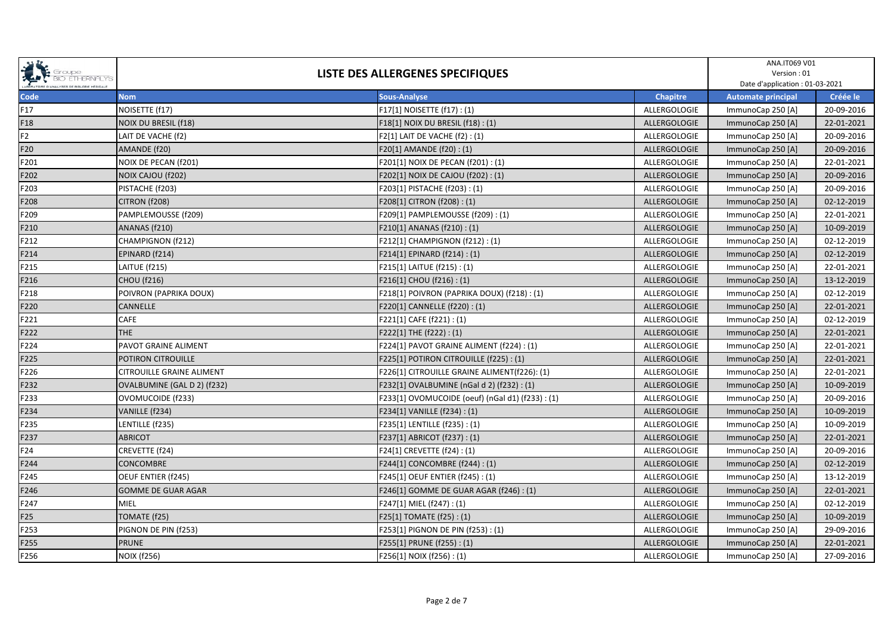# LISTE DES ALLERGENES SPECIFIQUES

ANA.IT069 V01
Version : 01
Date d'application : 01-03-2021

| Code | Nom | Sous-Analyse | Chapitre | Automate principal | Créée le |
|---|---|---|---|---|---|
| F17 | NOISETTE (f17) | F17[1] NOISETTE (f17) : (1) | ALLERGOLOGIE | ImmunoCap 250 [A] | 20-09-2016 |
| F18 | NOIX DU BRESIL (f18) | F18[1] NOIX DU BRESIL (f18) : (1) | ALLERGOLOGIE | ImmunoCap 250 [A] | 22-01-2021 |
| F2 | LAIT DE VACHE (f2) | F2[1] LAIT DE VACHE (f2) : (1) | ALLERGOLOGIE | ImmunoCap 250 [A] | 20-09-2016 |
| F20 | AMANDE (f20) | F20[1] AMANDE (f20) : (1) | ALLERGOLOGIE | ImmunoCap 250 [A] | 20-09-2016 |
| F201 | NOIX DE PECAN (f201) | F201[1] NOIX DE PECAN (f201) : (1) | ALLERGOLOGIE | ImmunoCap 250 [A] | 22-01-2021 |
| F202 | NOIX CAJOU (f202) | F202[1] NOIX DE CAJOU (f202) : (1) | ALLERGOLOGIE | ImmunoCap 250 [A] | 20-09-2016 |
| F203 | PISTACHE (f203) | F203[1] PISTACHE (f203) : (1) | ALLERGOLOGIE | ImmunoCap 250 [A] | 20-09-2016 |
| F208 | CITRON (f208) | F208[1] CITRON (f208) : (1) | ALLERGOLOGIE | ImmunoCap 250 [A] | 02-12-2019 |
| F209 | PAMPLEMOUSSE (f209) | F209[1] PAMPLEMOUSSE (f209) : (1) | ALLERGOLOGIE | ImmunoCap 250 [A] | 22-01-2021 |
| F210 | ANANAS (f210) | F210[1] ANANAS (f210) : (1) | ALLERGOLOGIE | ImmunoCap 250 [A] | 10-09-2019 |
| F212 | CHAMPIGNON (f212) | F212[1] CHAMPIGNON (f212) : (1) | ALLERGOLOGIE | ImmunoCap 250 [A] | 02-12-2019 |
| F214 | EPINARD (f214) | F214[1] EPINARD (f214) : (1) | ALLERGOLOGIE | ImmunoCap 250 [A] | 02-12-2019 |
| F215 | LAITUE (f215) | F215[1] LAITUE (f215) : (1) | ALLERGOLOGIE | ImmunoCap 250 [A] | 22-01-2021 |
| F216 | CHOU (f216) | F216[1] CHOU (f216) : (1) | ALLERGOLOGIE | ImmunoCap 250 [A] | 13-12-2019 |
| F218 | POIVRON (PAPRIKA DOUX) | F218[1] POIVRON (PAPRIKA DOUX) (f218) : (1) | ALLERGOLOGIE | ImmunoCap 250 [A] | 02-12-2019 |
| F220 | CANNELLE | F220[1] CANNELLE (f220) : (1) | ALLERGOLOGIE | ImmunoCap 250 [A] | 22-01-2021 |
| F221 | CAFE | F221[1] CAFE (f221) : (1) | ALLERGOLOGIE | ImmunoCap 250 [A] | 02-12-2019 |
| F222 | THE | F222[1] THE (f222) : (1) | ALLERGOLOGIE | ImmunoCap 250 [A] | 22-01-2021 |
| F224 | PAVOT GRAINE ALIMENT | F224[1] PAVOT GRAINE ALIMENT (f224) : (1) | ALLERGOLOGIE | ImmunoCap 250 [A] | 22-01-2021 |
| F225 | POTIRON CITROUILLE | F225[1] POTIRON CITROUILLE (f225) : (1) | ALLERGOLOGIE | ImmunoCap 250 [A] | 22-01-2021 |
| F226 | CITROUILLE GRAINE ALIMENT | F226[1] CITROUILLE GRAINE ALIMENT(f226): (1) | ALLERGOLOGIE | ImmunoCap 250 [A] | 22-01-2021 |
| F232 | OVALBUMINE (GAL D 2) (f232) | F232[1] OVALBUMINE (nGal d 2) (f232) : (1) | ALLERGOLOGIE | ImmunoCap 250 [A] | 10-09-2019 |
| F233 | OVOMUCOIDE (f233) | F233[1] OVOMUCOIDE (oeuf) (nGal d1) (f233) : (1) | ALLERGOLOGIE | ImmunoCap 250 [A] | 20-09-2016 |
| F234 | VANILLE (f234) | F234[1] VANILLE (f234) : (1) | ALLERGOLOGIE | ImmunoCap 250 [A] | 10-09-2019 |
| F235 | LENTILLE (f235) | F235[1] LENTILLE (f235) : (1) | ALLERGOLOGIE | ImmunoCap 250 [A] | 10-09-2019 |
| F237 | ABRICOT | F237[1] ABRICOT (f237) : (1) | ALLERGOLOGIE | ImmunoCap 250 [A] | 22-01-2021 |
| F24 | CREVETTE (f24) | F24[1] CREVETTE (f24) : (1) | ALLERGOLOGIE | ImmunoCap 250 [A] | 20-09-2016 |
| F244 | CONCOMBRE | F244[1] CONCOMBRE (f244) : (1) | ALLERGOLOGIE | ImmunoCap 250 [A] | 02-12-2019 |
| F245 | OEUF ENTIER (f245) | F245[1] OEUF ENTIER (f245) : (1) | ALLERGOLOGIE | ImmunoCap 250 [A] | 13-12-2019 |
| F246 | GOMME DE GUAR AGAR | F246[1] GOMME DE GUAR AGAR (f246) : (1) | ALLERGOLOGIE | ImmunoCap 250 [A] | 22-01-2021 |
| F247 | MIEL | F247[1] MIEL (f247) : (1) | ALLERGOLOGIE | ImmunoCap 250 [A] | 02-12-2019 |
| F25 | TOMATE (f25) | F25[1] TOMATE (f25) : (1) | ALLERGOLOGIE | ImmunoCap 250 [A] | 10-09-2019 |
| F253 | PIGNON DE PIN (f253) | F253[1] PIGNON DE PIN (f253) : (1) | ALLERGOLOGIE | ImmunoCap 250 [A] | 29-09-2016 |
| F255 | PRUNE | F255[1] PRUNE (f255) : (1) | ALLERGOLOGIE | ImmunoCap 250 [A] | 22-01-2021 |
| F256 | NOIX (f256) | F256[1] NOIX (f256) : (1) | ALLERGOLOGIE | ImmunoCap 250 [A] | 27-09-2016 |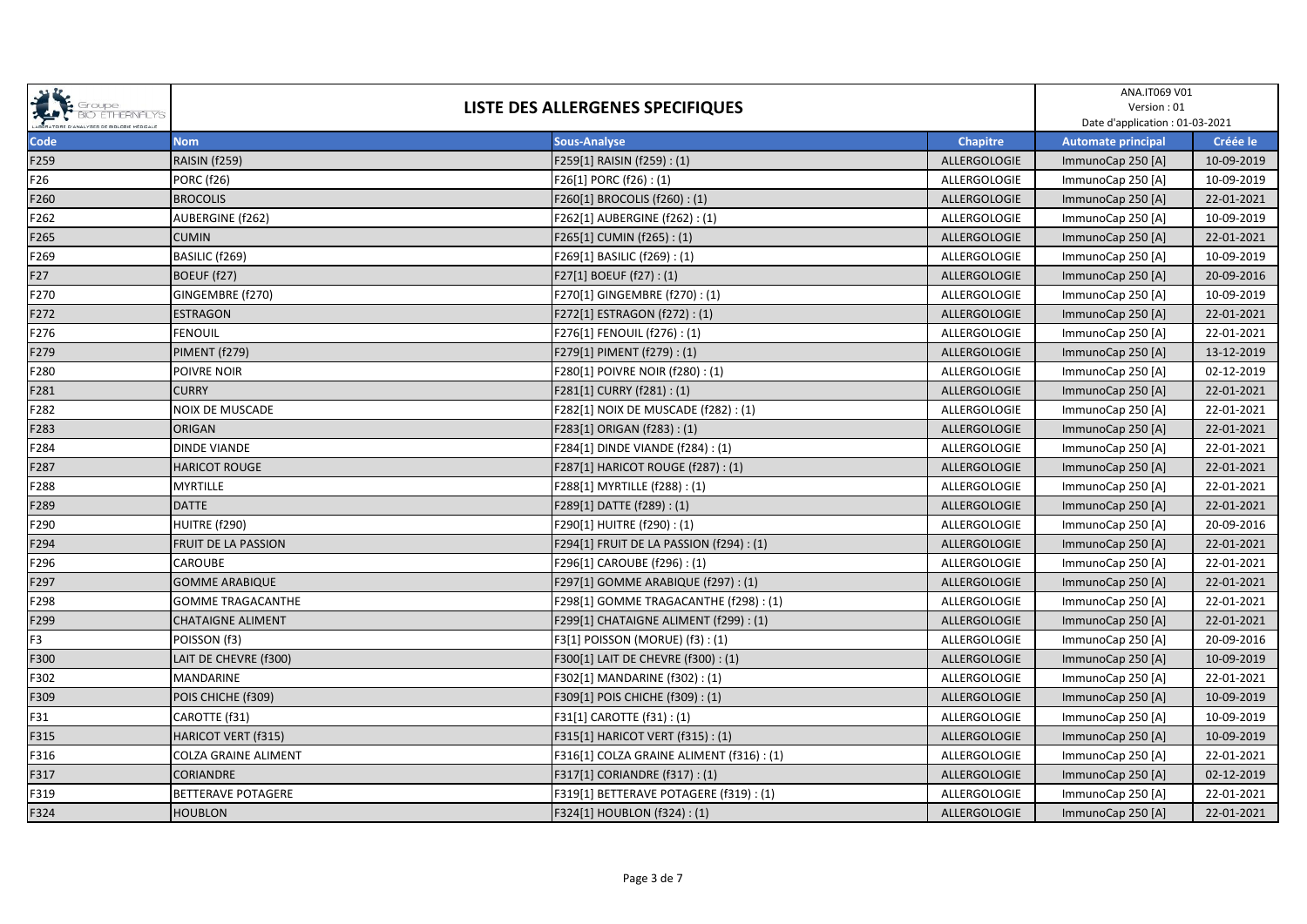| Groupe BIO ETHERNALYS | LISTE DES ALLERGENES SPECIFIQUES | | | ANA.IT069 V01 Version : 01 Date d'application : 01-03-2021 | |
|---|---|---|---|---|---|
| **Code** | **Nom** | **Sous-Analyse** | **Chapitre** | **Automate principal** | **Créée le** |
| F259 | RAISIN (f259) | F259[1] RAISIN (f259) : (1) | ALLERGOLOGIE | ImmunoCap 250 [A] | 10-09-2019 |
| F26 | PORC (f26) | F26[1] PORC (f26) : (1) | ALLERGOLOGIE | ImmunoCap 250 [A] | 10-09-2019 |
| F260 | BROCOLIS | F260[1] BROCOLIS (f260) : (1) | ALLERGOLOGIE | ImmunoCap 250 [A] | 22-01-2021 |
| F262 | AUBERGINE (f262) | F262[1] AUBERGINE (f262) : (1) | ALLERGOLOGIE | ImmunoCap 250 [A] | 10-09-2019 |
| F265 | CUMIN | F265[1] CUMIN (f265) : (1) | ALLERGOLOGIE | ImmunoCap 250 [A] | 22-01-2021 |
| F269 | BASILIC (f269) | F269[1] BASILIC (f269) : (1) | ALLERGOLOGIE | ImmunoCap 250 [A] | 10-09-2019 |
| F27 | BOEUF (f27) | F27[1] BOEUF (f27) : (1) | ALLERGOLOGIE | ImmunoCap 250 [A] | 20-09-2016 |
| F270 | GINGEMBRE (f270) | F270[1] GINGEMBRE (f270) : (1) | ALLERGOLOGIE | ImmunoCap 250 [A] | 10-09-2019 |
| F272 | ESTRAGON | F272[1] ESTRAGON (f272) : (1) | ALLERGOLOGIE | ImmunoCap 250 [A] | 22-01-2021 |
| F276 | FENOUIL | F276[1] FENOUIL (f276) : (1) | ALLERGOLOGIE | ImmunoCap 250 [A] | 22-01-2021 |
| F279 | PIMENT (f279) | F279[1] PIMENT (f279) : (1) | ALLERGOLOGIE | ImmunoCap 250 [A] | 13-12-2019 |
| F280 | POIVRE NOIR | F280[1] POIVRE NOIR (f280) : (1) | ALLERGOLOGIE | ImmunoCap 250 [A] | 02-12-2019 |
| F281 | CURRY | F281[1] CURRY (f281) : (1) | ALLERGOLOGIE | ImmunoCap 250 [A] | 22-01-2021 |
| F282 | NOIX DE MUSCADE | F282[1] NOIX DE MUSCADE (f282) : (1) | ALLERGOLOGIE | ImmunoCap 250 [A] | 22-01-2021 |
| F283 | ORIGAN | F283[1] ORIGAN (f283) : (1) | ALLERGOLOGIE | ImmunoCap 250 [A] | 22-01-2021 |
| F284 | DINDE VIANDE | F284[1] DINDE VIANDE (f284) : (1) | ALLERGOLOGIE | ImmunoCap 250 [A] | 22-01-2021 |
| F287 | HARICOT ROUGE | F287[1] HARICOT ROUGE (f287) : (1) | ALLERGOLOGIE | ImmunoCap 250 [A] | 22-01-2021 |
| F288 | MYRTILLE | F288[1] MYRTILLE (f288) : (1) | ALLERGOLOGIE | ImmunoCap 250 [A] | 22-01-2021 |
| F289 | DATTE | F289[1] DATTE (f289) : (1) | ALLERGOLOGIE | ImmunoCap 250 [A] | 22-01-2021 |
| F290 | HUITRE (f290) | F290[1] HUITRE (f290) : (1) | ALLERGOLOGIE | ImmunoCap 250 [A] | 20-09-2016 |
| F294 | FRUIT DE LA PASSION | F294[1] FRUIT DE LA PASSION (f294) : (1) | ALLERGOLOGIE | ImmunoCap 250 [A] | 22-01-2021 |
| F296 | CAROUBE | F296[1] CAROUBE (f296) : (1) | ALLERGOLOGIE | ImmunoCap 250 [A] | 22-01-2021 |
| F297 | GOMME ARABIQUE | F297[1] GOMME ARABIQUE (f297) : (1) | ALLERGOLOGIE | ImmunoCap 250 [A] | 22-01-2021 |
| F298 | GOMME TRAGACANTHE | F298[1] GOMME TRAGACANTHE (f298) : (1) | ALLERGOLOGIE | ImmunoCap 250 [A] | 22-01-2021 |
| F299 | CHATAIGNE ALIMENT | F299[1] CHATAIGNE ALIMENT (f299) : (1) | ALLERGOLOGIE | ImmunoCap 250 [A] | 22-01-2021 |
| F3 | POISSON (f3) | F3[1] POISSON (MORUE) (f3) : (1) | ALLERGOLOGIE | ImmunoCap 250 [A] | 20-09-2016 |
| F300 | LAIT DE CHEVRE (f300) | F300[1] LAIT DE CHEVRE (f300) : (1) | ALLERGOLOGIE | ImmunoCap 250 [A] | 10-09-2019 |
| F302 | MANDARINE | F302[1] MANDARINE (f302) : (1) | ALLERGOLOGIE | ImmunoCap 250 [A] | 22-01-2021 |
| F309 | POIS CHICHE (f309) | F309[1] POIS CHICHE (f309) : (1) | ALLERGOLOGIE | ImmunoCap 250 [A] | 10-09-2019 |
| F31 | CAROTTE (f31) | F31[1] CAROTTE (f31) : (1) | ALLERGOLOGIE | ImmunoCap 250 [A] | 10-09-2019 |
| F315 | HARICOT VERT (f315) | F315[1] HARICOT VERT (f315) : (1) | ALLERGOLOGIE | ImmunoCap 250 [A] | 10-09-2019 |
| F316 | COLZA GRAINE ALIMENT | F316[1] COLZA GRAINE ALIMENT (f316) : (1) | ALLERGOLOGIE | ImmunoCap 250 [A] | 22-01-2021 |
| F317 | CORIANDRE | F317[1] CORIANDRE (f317) : (1) | ALLERGOLOGIE | ImmunoCap 250 [A] | 02-12-2019 |
| F319 | BETTERAVE POTAGERE | F319[1] BETTERAVE POTAGERE (f319) : (1) | ALLERGOLOGIE | ImmunoCap 250 [A] | 22-01-2021 |
| F324 | HOUBLON | F324[1] HOUBLON (f324) : (1) | ALLERGOLOGIE | ImmunoCap 250 [A] | 22-01-2021 |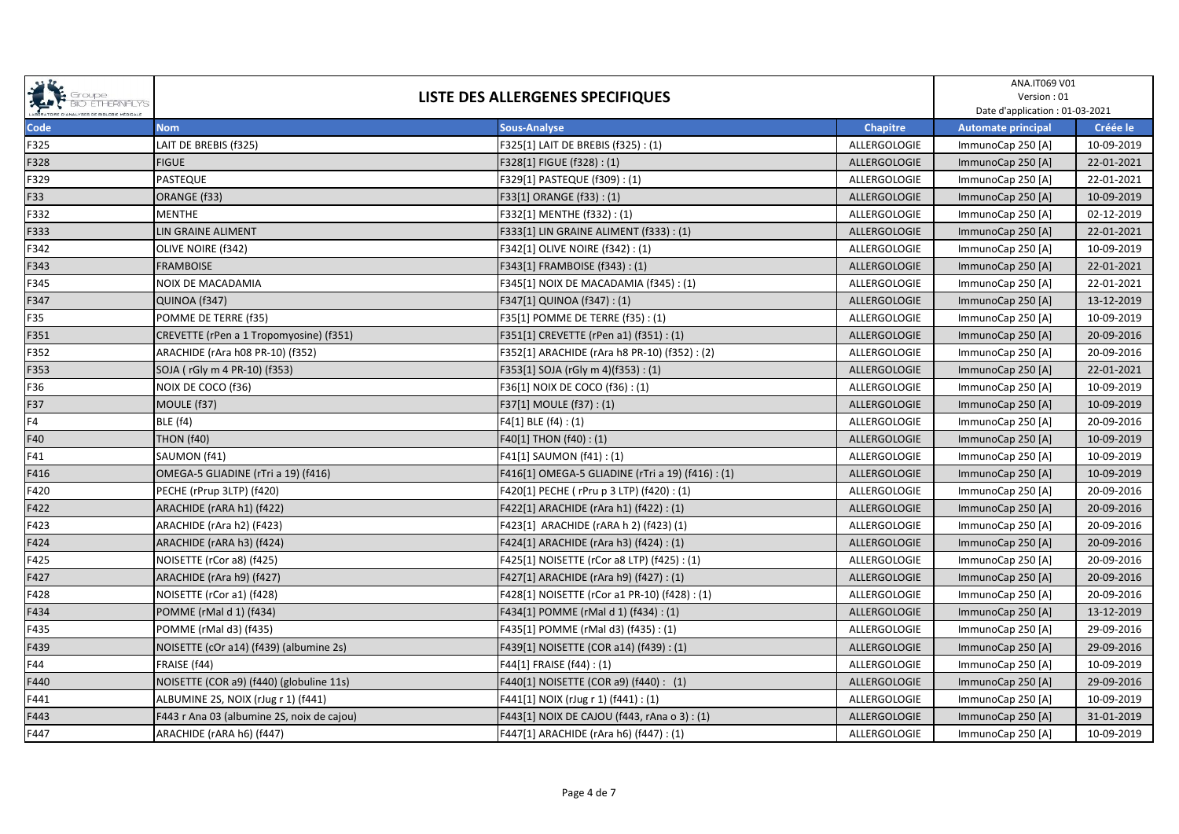# LISTE DES ALLERGENES SPECIFIQUES

ANA.IT069 V01
Version : 01
Date d'application : 01-03-2021

| Code | Nom | Sous-Analyse | Chapitre | Automate principal | Créée le |
|---|---|---|---|---|---|
| F325 | LAIT DE BREBIS (f325) | F325[1] LAIT DE BREBIS (f325) : (1) | ALLERGOLOGIE | ImmunoCap 250 [A] | 10-09-2019 |
| F328 | FIGUE | F328[1] FIGUE (f328) : (1) | ALLERGOLOGIE | ImmunoCap 250 [A] | 22-01-2021 |
| F329 | PASTEQUE | F329[1] PASTEQUE (f309) : (1) | ALLERGOLOGIE | ImmunoCap 250 [A] | 22-01-2021 |
| F33 | ORANGE (f33) | F33[1] ORANGE (f33) : (1) | ALLERGOLOGIE | ImmunoCap 250 [A] | 10-09-2019 |
| F332 | MENTHE | F332[1] MENTHE (f332) : (1) | ALLERGOLOGIE | ImmunoCap 250 [A] | 02-12-2019 |
| F333 | LIN GRAINE ALIMENT | F333[1] LIN GRAINE ALIMENT (f333) : (1) | ALLERGOLOGIE | ImmunoCap 250 [A] | 22-01-2021 |
| F342 | OLIVE NOIRE (f342) | F342[1] OLIVE NOIRE (f342) : (1) | ALLERGOLOGIE | ImmunoCap 250 [A] | 10-09-2019 |
| F343 | FRAMBOISE | F343[1] FRAMBOISE (f343) : (1) | ALLERGOLOGIE | ImmunoCap 250 [A] | 22-01-2021 |
| F345 | NOIX DE MACADAMIA | F345[1] NOIX DE MACADAMIA (f345) : (1) | ALLERGOLOGIE | ImmunoCap 250 [A] | 22-01-2021 |
| F347 | QUINOA (f347) | F347[1] QUINOA (f347) : (1) | ALLERGOLOGIE | ImmunoCap 250 [A] | 13-12-2019 |
| F35 | POMME DE TERRE (f35) | F35[1] POMME DE TERRE (f35) : (1) | ALLERGOLOGIE | ImmunoCap 250 [A] | 10-09-2019 |
| F351 | CREVETTE (rPen a 1 Tropomyosine) (f351) | F351[1] CREVETTE (rPen a1) (f351) : (1) | ALLERGOLOGIE | ImmunoCap 250 [A] | 20-09-2016 |
| F352 | ARACHIDE (rAra h08 PR-10) (f352) | F352[1] ARACHIDE (rAra h8 PR-10) (f352) : (2) | ALLERGOLOGIE | ImmunoCap 250 [A] | 20-09-2016 |
| F353 | SOJA ( rGly m 4 PR-10) (f353) | F353[1] SOJA (rGly m 4)(f353) : (1) | ALLERGOLOGIE | ImmunoCap 250 [A] | 22-01-2021 |
| F36 | NOIX DE COCO (f36) | F36[1] NOIX DE COCO (f36) : (1) | ALLERGOLOGIE | ImmunoCap 250 [A] | 10-09-2019 |
| F37 | MOULE (f37) | F37[1] MOULE (f37) : (1) | ALLERGOLOGIE | ImmunoCap 250 [A] | 10-09-2019 |
| F4 | BLE (f4) | F4[1] BLE (f4) : (1) | ALLERGOLOGIE | ImmunoCap 250 [A] | 20-09-2016 |
| F40 | THON (f40) | F40[1] THON (f40) : (1) | ALLERGOLOGIE | ImmunoCap 250 [A] | 10-09-2019 |
| F41 | SAUMON (f41) | F41[1] SAUMON (f41) : (1) | ALLERGOLOGIE | ImmunoCap 250 [A] | 10-09-2019 |
| F416 | OMEGA-5 GLIADINE (rTri a 19) (f416) | F416[1] OMEGA-5 GLIADINE (rTri a 19) (f416) : (1) | ALLERGOLOGIE | ImmunoCap 250 [A] | 10-09-2019 |
| F420 | PECHE (rPrup 3LTP) (f420) | F420[1] PECHE ( rPru p 3 LTP) (f420) : (1) | ALLERGOLOGIE | ImmunoCap 250 [A] | 20-09-2016 |
| F422 | ARACHIDE (rARA h1) (f422) | F422[1] ARACHIDE (rAra h1) (f422) : (1) | ALLERGOLOGIE | ImmunoCap 250 [A] | 20-09-2016 |
| F423 | ARACHIDE (rAra h2) (F423) | F423[1] ARACHIDE (rARA h 2) (f423) (1) | ALLERGOLOGIE | ImmunoCap 250 [A] | 20-09-2016 |
| F424 | ARACHIDE (rARA h3) (f424) | F424[1] ARACHIDE (rAra h3) (f424) : (1) | ALLERGOLOGIE | ImmunoCap 250 [A] | 20-09-2016 |
| F425 | NOISETTE (rCor a8) (f425) | F425[1] NOISETTE (rCor a8 LTP) (f425) : (1) | ALLERGOLOGIE | ImmunoCap 250 [A] | 20-09-2016 |
| F427 | ARACHIDE (rAra h9) (f427) | F427[1] ARACHIDE (rAra h9) (f427) : (1) | ALLERGOLOGIE | ImmunoCap 250 [A] | 20-09-2016 |
| F428 | NOISETTE (rCor a1) (f428) | F428[1] NOISETTE (rCor a1 PR-10) (f428) : (1) | ALLERGOLOGIE | ImmunoCap 250 [A] | 20-09-2016 |
| F434 | POMME (rMal d 1) (f434) | F434[1] POMME (rMal d 1) (f434) : (1) | ALLERGOLOGIE | ImmunoCap 250 [A] | 13-12-2019 |
| F435 | POMME (rMal d3) (f435) | F435[1] POMME (rMal d3) (f435) : (1) | ALLERGOLOGIE | ImmunoCap 250 [A] | 29-09-2016 |
| F439 | NOISETTE (cOr a14) (f439) (albumine 2s) | F439[1] NOISETTE (COR a14) (f439) : (1) | ALLERGOLOGIE | ImmunoCap 250 [A] | 29-09-2016 |
| F44 | FRAISE (f44) | F44[1] FRAISE (f44) : (1) | ALLERGOLOGIE | ImmunoCap 250 [A] | 10-09-2019 |
| F440 | NOISETTE (COR a9) (f440) (globuline 11s) | F440[1] NOISETTE (COR a9) (f440) : (1) | ALLERGOLOGIE | ImmunoCap 250 [A] | 29-09-2016 |
| F441 | ALBUMINE 2S, NOIX (rJug r 1) (f441) | F441[1] NOIX (rJug r 1) (f441) : (1) | ALLERGOLOGIE | ImmunoCap 250 [A] | 10-09-2019 |
| F443 | F443 r Ana 03 (albumine 2S, noix de cajou) | F443[1] NOIX DE CAJOU (f443, rAna o 3) : (1) | ALLERGOLOGIE | ImmunoCap 250 [A] | 31-01-2019 |
| F447 | ARACHIDE (rARA h6) (f447) | F447[1] ARACHIDE (rAra h6) (f447) : (1) | ALLERGOLOGIE | ImmunoCap 250 [A] | 10-09-2019 |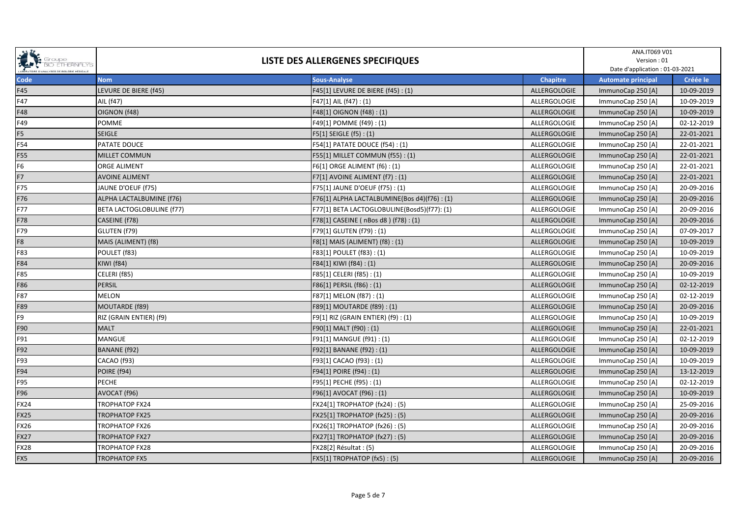# LISTE DES ALLERGENES SPECIFIQUES

ANA.IT069 V01
Version : 01
Date d'application : 01-03-2021

| Code | Nom | Sous-Analyse | Chapitre | Automate principal | Créée le |
|---|---|---|---|---|---|
| F45 | LEVURE DE BIERE (f45) | F45[1] LEVURE DE BIERE (f45) : (1) | ALLERGOLOGIE | ImmunoCap 250 [A] | 10-09-2019 |
| F47 | AIL (f47) | F47[1] AIL (f47) : (1) | ALLERGOLOGIE | ImmunoCap 250 [A] | 10-09-2019 |
| F48 | OIGNON (f48) | F48[1] OIGNON (f48) : (1) | ALLERGOLOGIE | ImmunoCap 250 [A] | 10-09-2019 |
| F49 | POMME | F49[1] POMME (f49) : (1) | ALLERGOLOGIE | ImmunoCap 250 [A] | 02-12-2019 |
| F5 | SEIGLE | F5[1] SEIGLE (f5) : (1) | ALLERGOLOGIE | ImmunoCap 250 [A] | 22-01-2021 |
| F54 | PATATE DOUCE | F54[1] PATATE DOUCE (f54) : (1) | ALLERGOLOGIE | ImmunoCap 250 [A] | 22-01-2021 |
| F55 | MILLET COMMUN | F55[1] MILLET COMMUN (f55) : (1) | ALLERGOLOGIE | ImmunoCap 250 [A] | 22-01-2021 |
| F6 | ORGE ALIMENT | F6[1] ORGE ALIMENT (f6) : (1) | ALLERGOLOGIE | ImmunoCap 250 [A] | 22-01-2021 |
| F7 | AVOINE ALIMENT | F7[1] AVOINE ALIMENT (f7) : (1) | ALLERGOLOGIE | ImmunoCap 250 [A] | 22-01-2021 |
| F75 | JAUNE D'OEUF (f75) | F75[1] JAUNE D'OEUF (f75) : (1) | ALLERGOLOGIE | ImmunoCap 250 [A] | 20-09-2016 |
| F76 | ALPHA LACTALBUMINE (f76) | F76[1] ALPHA LACTALBUMINE(Bos d4)(f76) : (1) | ALLERGOLOGIE | ImmunoCap 250 [A] | 20-09-2016 |
| F77 | BETA LACTOGLOBULINE (f77) | F77[1] BETA LACTOGLOBULINE(Bosd5)(f77): (1) | ALLERGOLOGIE | ImmunoCap 250 [A] | 20-09-2016 |
| F78 | CASEINE (f78) | F78[1] CASEINE ( nBos d8 ) (f78) : (1) | ALLERGOLOGIE | ImmunoCap 250 [A] | 20-09-2016 |
| F79 | GLUTEN (f79) | F79[1] GLUTEN (f79) : (1) | ALLERGOLOGIE | ImmunoCap 250 [A] | 07-09-2017 |
| F8 | MAIS (ALIMENT) (f8) | F8[1] MAIS (ALIMENT) (f8) : (1) | ALLERGOLOGIE | ImmunoCap 250 [A] | 10-09-2019 |
| F83 | POULET (f83) | F83[1] POULET (f83) : (1) | ALLERGOLOGIE | ImmunoCap 250 [A] | 10-09-2019 |
| F84 | KIWI (f84) | F84[1] KIWI (f84) : (1) | ALLERGOLOGIE | ImmunoCap 250 [A] | 20-09-2016 |
| F85 | CELERI (f85) | F85[1] CELERI (f85) : (1) | ALLERGOLOGIE | ImmunoCap 250 [A] | 10-09-2019 |
| F86 | PERSIL | F86[1] PERSIL (f86) : (1) | ALLERGOLOGIE | ImmunoCap 250 [A] | 02-12-2019 |
| F87 | MELON | F87[1] MELON (f87) : (1) | ALLERGOLOGIE | ImmunoCap 250 [A] | 02-12-2019 |
| F89 | MOUTARDE (f89) | F89[1] MOUTARDE (f89) : (1) | ALLERGOLOGIE | ImmunoCap 250 [A] | 20-09-2016 |
| F9 | RIZ (GRAIN ENTIER) (f9) | F9[1] RIZ (GRAIN ENTIER) (f9) : (1) | ALLERGOLOGIE | ImmunoCap 250 [A] | 10-09-2019 |
| F90 | MALT | F90[1] MALT (f90) : (1) | ALLERGOLOGIE | ImmunoCap 250 [A] | 22-01-2021 |
| F91 | MANGUE | F91[1] MANGUE (f91) : (1) | ALLERGOLOGIE | ImmunoCap 250 [A] | 02-12-2019 |
| F92 | BANANE (f92) | F92[1] BANANE (f92) : (1) | ALLERGOLOGIE | ImmunoCap 250 [A] | 10-09-2019 |
| F93 | CACAO (f93) | F93[1] CACAO (f93) : (1) | ALLERGOLOGIE | ImmunoCap 250 [A] | 10-09-2019 |
| F94 | POIRE (f94) | F94[1] POIRE (f94) : (1) | ALLERGOLOGIE | ImmunoCap 250 [A] | 13-12-2019 |
| F95 | PECHE | F95[1] PECHE (f95) : (1) | ALLERGOLOGIE | ImmunoCap 250 [A] | 02-12-2019 |
| F96 | AVOCAT (f96) | F96[1] AVOCAT (f96) : (1) | ALLERGOLOGIE | ImmunoCap 250 [A] | 10-09-2019 |
| FX24 | TROPHATOP FX24 | FX24[1] TROPHATOP (fx24) : (5) | ALLERGOLOGIE | ImmunoCap 250 [A] | 25-09-2016 |
| FX25 | TROPHATOP FX25 | FX25[1] TROPHATOP (fx25) : (5) | ALLERGOLOGIE | ImmunoCap 250 [A] | 20-09-2016 |
| FX26 | TROPHATOP FX26 | FX26[1] TROPHATOP (fx26) : (5) | ALLERGOLOGIE | ImmunoCap 250 [A] | 20-09-2016 |
| FX27 | TROPHATOP FX27 | FX27[1] TROPHATOP (fx27) : (5) | ALLERGOLOGIE | ImmunoCap 250 [A] | 20-09-2016 |
| FX28 | TROPHATOP FX28 | FX28[2] Résultat : (5) | ALLERGOLOGIE | ImmunoCap 250 [A] | 20-09-2016 |
| FX5 | TROPHATOP FX5 | FX5[1] TROPHATOP (fx5) : (5) | ALLERGOLOGIE | ImmunoCap 250 [A] | 20-09-2016 |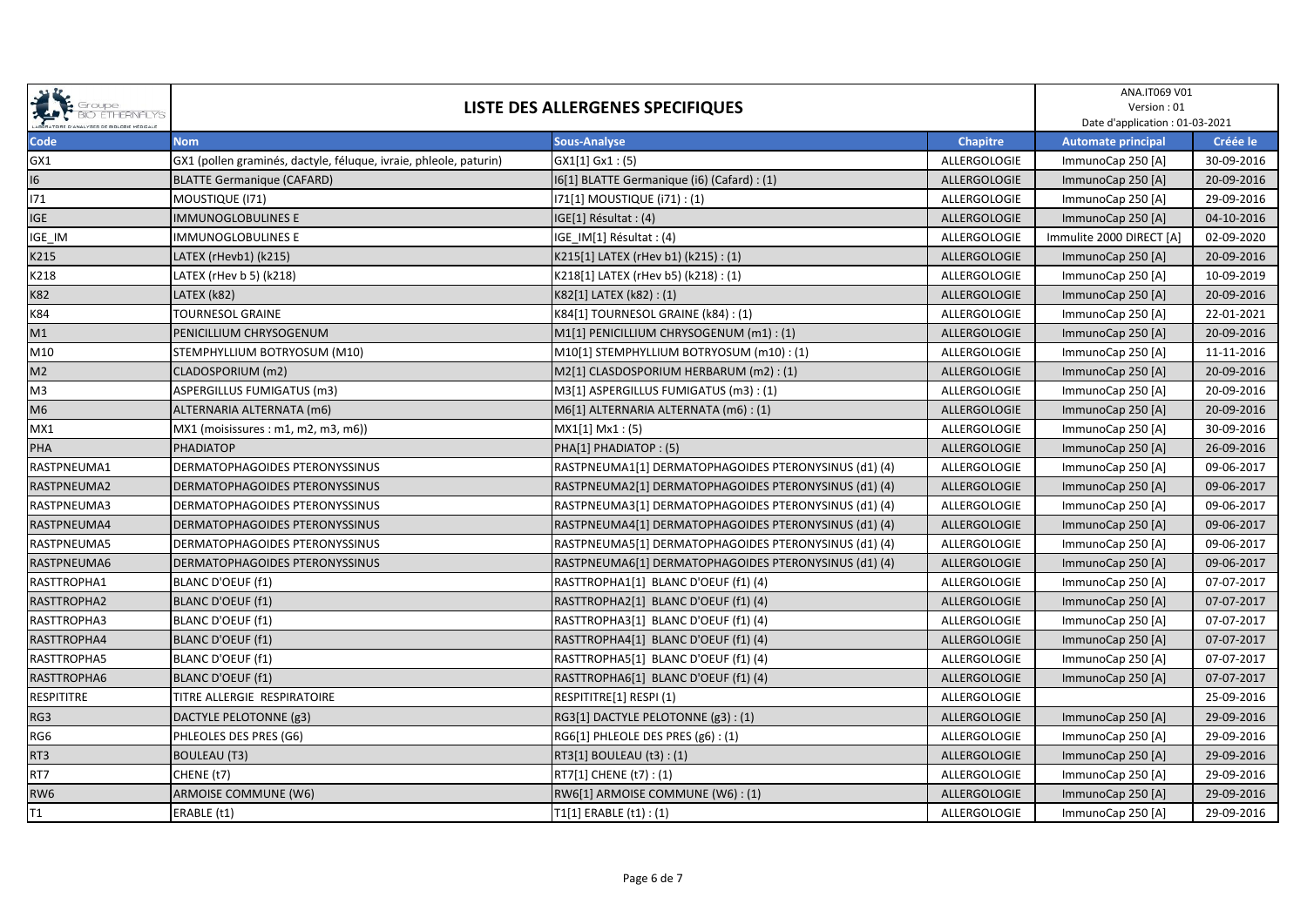# LISTE DES ALLERGENES SPECIFIQUES

ANA.IT069 V01
Version : 01
Date d'application : 01-03-2021

| Code | Nom | Sous-Analyse | Chapitre | Automate principal | Créée le |
|---|---|---|---|---|---|
| GX1 | GX1 (pollen graminés, dactyle, féluque, ivraie, phleole, paturin) | GX1[1] Gx1 : (5) | ALLERGOLOGIE | ImmunoCap 250 [A] | 30-09-2016 |
| I6 | BLATTE Germanique (CAFARD) | I6[1] BLATTE Germanique (i6) (Cafard) : (1) | ALLERGOLOGIE | ImmunoCap 250 [A] | 20-09-2016 |
| I71 | MOUSTIQUE (I71) | I71[1] MOUSTIQUE (i71) : (1) | ALLERGOLOGIE | ImmunoCap 250 [A] | 29-09-2016 |
| IGE | IMMUNOGLOBULINES E | IGE[1] Résultat : (4) | ALLERGOLOGIE | ImmunoCap 250 [A] | 04-10-2016 |
| IGE_IM | IMMUNOGLOBULINES E | IGE_IM[1] Résultat : (4) | ALLERGOLOGIE | Immulite 2000 DIRECT [A] | 02-09-2020 |
| K215 | LATEX (rHevb1) (k215) | K215[1] LATEX (rHev b1) (k215) : (1) | ALLERGOLOGIE | ImmunoCap 250 [A] | 20-09-2016 |
| K218 | LATEX (rHev b 5) (k218) | K218[1] LATEX (rHev b5) (k218) : (1) | ALLERGOLOGIE | ImmunoCap 250 [A] | 10-09-2019 |
| K82 | LATEX (k82) | K82[1] LATEX (k82) : (1) | ALLERGOLOGIE | ImmunoCap 250 [A] | 20-09-2016 |
| K84 | TOURNESOL GRAINE | K84[1] TOURNESOL GRAINE (k84) : (1) | ALLERGOLOGIE | ImmunoCap 250 [A] | 22-01-2021 |
| M1 | PENICILLIUM CHRYSOGENUM | M1[1] PENICILLIUM CHRYSOGENUM (m1) : (1) | ALLERGOLOGIE | ImmunoCap 250 [A] | 20-09-2016 |
| M10 | STEMPHYLLIUM BOTRYOSUM (M10) | M10[1] STEMPHYLLIUM BOTRYOSUM (m10) : (1) | ALLERGOLOGIE | ImmunoCap 250 [A] | 11-11-2016 |
| M2 | CLADOSPORIUM (m2) | M2[1] CLASDOSPORIUM HERBARUM (m2) : (1) | ALLERGOLOGIE | ImmunoCap 250 [A] | 20-09-2016 |
| M3 | ASPERGILLUS FUMIGATUS (m3) | M3[1] ASPERGILLUS FUMIGATUS (m3) : (1) | ALLERGOLOGIE | ImmunoCap 250 [A] | 20-09-2016 |
| M6 | ALTERNARIA ALTERNATA (m6) | M6[1] ALTERNARIA ALTERNATA (m6) : (1) | ALLERGOLOGIE | ImmunoCap 250 [A] | 20-09-2016 |
| MX1 | MX1 (moisissures : m1, m2, m3, m6)) | MX1[1] Mx1 : (5) | ALLERGOLOGIE | ImmunoCap 250 [A] | 30-09-2016 |
| PHA | PHADIATOP | PHA[1] PHADIATOP : (5) | ALLERGOLOGIE | ImmunoCap 250 [A] | 26-09-2016 |
| RASTPNEUMA1 | DERMATOPHAGOIDES PTERONYSSINUS | RASTPNEUMA1[1] DERMATOPHAGOIDES PTERONYSINUS (d1) (4) | ALLERGOLOGIE | ImmunoCap 250 [A] | 09-06-2017 |
| RASTPNEUMA2 | DERMATOPHAGOIDES PTERONYSSINUS | RASTPNEUMA2[1] DERMATOPHAGOIDES PTERONYSINUS (d1) (4) | ALLERGOLOGIE | ImmunoCap 250 [A] | 09-06-2017 |
| RASTPNEUMA3 | DERMATOPHAGOIDES PTERONYSSINUS | RASTPNEUMA3[1] DERMATOPHAGOIDES PTERONYSINUS (d1) (4) | ALLERGOLOGIE | ImmunoCap 250 [A] | 09-06-2017 |
| RASTPNEUMA4 | DERMATOPHAGOIDES PTERONYSSINUS | RASTPNEUMA4[1] DERMATOPHAGOIDES PTERONYSINUS (d1) (4) | ALLERGOLOGIE | ImmunoCap 250 [A] | 09-06-2017 |
| RASTPNEUMA5 | DERMATOPHAGOIDES PTERONYSSINUS | RASTPNEUMA5[1] DERMATOPHAGOIDES PTERONYSINUS (d1) (4) | ALLERGOLOGIE | ImmunoCap 250 [A] | 09-06-2017 |
| RASTPNEUMA6 | DERMATOPHAGOIDES PTERONYSSINUS | RASTPNEUMA6[1] DERMATOPHAGOIDES PTERONYSINUS (d1) (4) | ALLERGOLOGIE | ImmunoCap 250 [A] | 09-06-2017 |
| RASTTROPHA1 | BLANC D'OEUF (f1) | RASTTROPHA1[1] BLANC D'OEUF (f1) (4) | ALLERGOLOGIE | ImmunoCap 250 [A] | 07-07-2017 |
| RASTTROPHA2 | BLANC D'OEUF (f1) | RASTTROPHA2[1] BLANC D'OEUF (f1) (4) | ALLERGOLOGIE | ImmunoCap 250 [A] | 07-07-2017 |
| RASTTROPHA3 | BLANC D'OEUF (f1) | RASTTROPHA3[1] BLANC D'OEUF (f1) (4) | ALLERGOLOGIE | ImmunoCap 250 [A] | 07-07-2017 |
| RASTTROPHA4 | BLANC D'OEUF (f1) | RASTTROPHA4[1] BLANC D'OEUF (f1) (4) | ALLERGOLOGIE | ImmunoCap 250 [A] | 07-07-2017 |
| RASTTROPHA5 | BLANC D'OEUF (f1) | RASTTROPHA5[1] BLANC D'OEUF (f1) (4) | ALLERGOLOGIE | ImmunoCap 250 [A] | 07-07-2017 |
| RASTTROPHA6 | BLANC D'OEUF (f1) | RASTTROPHA6[1] BLANC D'OEUF (f1) (4) | ALLERGOLOGIE | ImmunoCap 250 [A] | 07-07-2017 |
| RESPITITRE | TITRE ALLERGIE RESPIRATOIRE | RESPITITRE[1] RESPI (1) | ALLERGOLOGIE | | 25-09-2016 |
| RG3 | DACTYLE PELOTONNE (g3) | RG3[1] DACTYLE PELOTONNE (g3) : (1) | ALLERGOLOGIE | ImmunoCap 250 [A] | 29-09-2016 |
| RG6 | PHLEOLES DES PRES (G6) | RG6[1] PHLEOLE DES PRES (g6) : (1) | ALLERGOLOGIE | ImmunoCap 250 [A] | 29-09-2016 |
| RT3 | BOULEAU (T3) | RT3[1] BOULEAU (t3) : (1) | ALLERGOLOGIE | ImmunoCap 250 [A] | 29-09-2016 |
| RT7 | CHENE (t7) | RT7[1] CHENE (t7) : (1) | ALLERGOLOGIE | ImmunoCap 250 [A] | 29-09-2016 |
| RW6 | ARMOISE COMMUNE (W6) | RW6[1] ARMOISE COMMUNE (W6) : (1) | ALLERGOLOGIE | ImmunoCap 250 [A] | 29-09-2016 |
| T1 | ERABLE (t1) | T1[1] ERABLE (t1) : (1) | ALLERGOLOGIE | ImmunoCap 250 [A] | 29-09-2016 |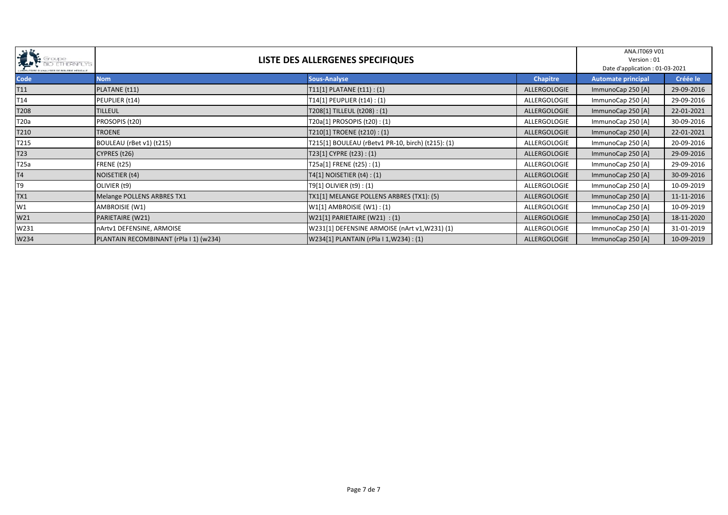| Groupe BIO ETHERNALYS LABORATOIRE D'ANALYSES DE BIOLOGIE MEDICALE | LISTE DES ALLERGENES SPECIFIQUES | | | ANA.IT069 V01 Version : 01 Date d'application : 01-03-2021 | |
|---|---|---|---|---|---|
| **Code** | **Nom** | **Sous-Analyse** | **Chapitre** | **Automate principal** | **Créée le** |
| T11 | PLATANE (t11) | T11[1] PLATANE (t11) : (1) | ALLERGOLOGIE | ImmunoCap 250 [A] | 29-09-2016 |
| T14 | PEUPLIER (t14) | T14[1] PEUPLIER (t14) : (1) | ALLERGOLOGIE | ImmunoCap 250 [A] | 29-09-2016 |
| T208 | TILLEUL | T208[1] TILLEUL (t208) : (1) | ALLERGOLOGIE | ImmunoCap 250 [A] | 22-01-2021 |
| T20a | PROSOPIS (t20) | T20a[1] PROSOPIS (t20) : (1) | ALLERGOLOGIE | ImmunoCap 250 [A] | 30-09-2016 |
| T210 | TROENE | T210[1] TROENE (t210) : (1) | ALLERGOLOGIE | ImmunoCap 250 [A] | 22-01-2021 |
| T215 | BOULEAU (rBet v1) (t215) | T215[1] BOULEAU (rBetv1 PR-10, birch) (t215): (1) | ALLERGOLOGIE | ImmunoCap 250 [A] | 20-09-2016 |
| T23 | CYPRES (t26) | T23[1] CYPRE (t23) : (1) | ALLERGOLOGIE | ImmunoCap 250 [A] | 29-09-2016 |
| T25a | FRENE (t25) | T25a[1] FRENE (t25) : (1) | ALLERGOLOGIE | ImmunoCap 250 [A] | 29-09-2016 |
| T4 | NOISETIER (t4) | T4[1] NOISETIER (t4) : (1) | ALLERGOLOGIE | ImmunoCap 250 [A] | 30-09-2016 |
| T9 | OLIVIER (t9) | T9[1] OLIVIER (t9) : (1) | ALLERGOLOGIE | ImmunoCap 250 [A] | 10-09-2019 |
| TX1 | Melange POLLENS ARBRES TX1 | TX1[1] MELANGE POLLENS ARBRES (TX1): (5) | ALLERGOLOGIE | ImmunoCap 250 [A] | 11-11-2016 |
| W1 | AMBROISIE (W1) | W1[1] AMBROISIE (W1) : (1) | ALLERGOLOGIE | ImmunoCap 250 [A] | 10-09-2019 |
| W21 | PARIETAIRE (W21) | W21[1] PARIETAIRE (W21) : (1) | ALLERGOLOGIE | ImmunoCap 250 [A] | 18-11-2020 |
| W231 | nArtv1 DEFENSINE, ARMOISE | W231[1] DEFENSINE ARMOISE (nArt v1,W231) (1) | ALLERGOLOGIE | ImmunoCap 250 [A] | 31-01-2019 |
| W234 | PLANTAIN RECOMBINANT (rPla I 1) (w234) | W234[1] PLANTAIN (rPla I 1,W234) : (1) | ALLERGOLOGIE | ImmunoCap 250 [A] | 10-09-2019 |